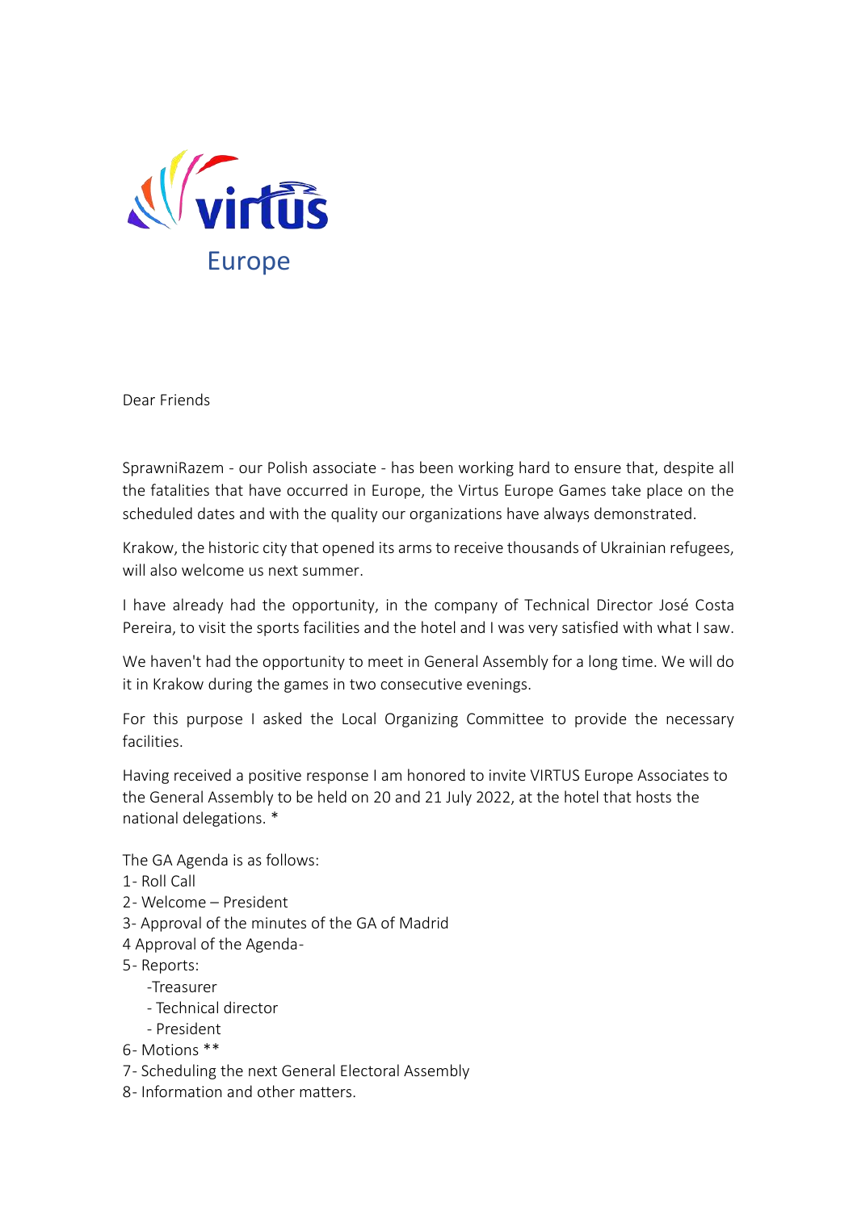Dear Friends

SprawniRazem - our Polish associate - has been working hard to ensure that, despite all the fatalities that have occurred in Europe, the Virtus Europe Games take place on the scheduled dates and with the quality our organizations have always demonstrated.

Krakow, the historic city that opened its arms to receive thousands of Ukrainian refugees, will also welcome us next summer.

I have already had the opportunity, in the company of Technical Director José Costa Pereira, to visit the sports facilities and the hotel and I was very satisfied with what I saw.

We haven't had the opportunity to meet in General Assembly for a long time. We will do it in Krakow during the games in two consecutive evenings.

For this purpose I asked the Local Organizing Committee to provide the necessary facilities.

Having received a positive response I am honored to invite VIRTUS Europe Associates to the General Assembly to be held on 20 and 21 July 2022, at the hotel that hosts the national delegations. *

The GA Agenda is as follows:

1- Roll Call
2- Welcome – President
3- Approval of the minutes of the GA of Madrid
4 Approval of the Agenda-
5- Reports:
   - Treasurer
   - Technical director
   - President
6- Motions **
7- Scheduling the next General Electoral Assembly
8- Information and other matters.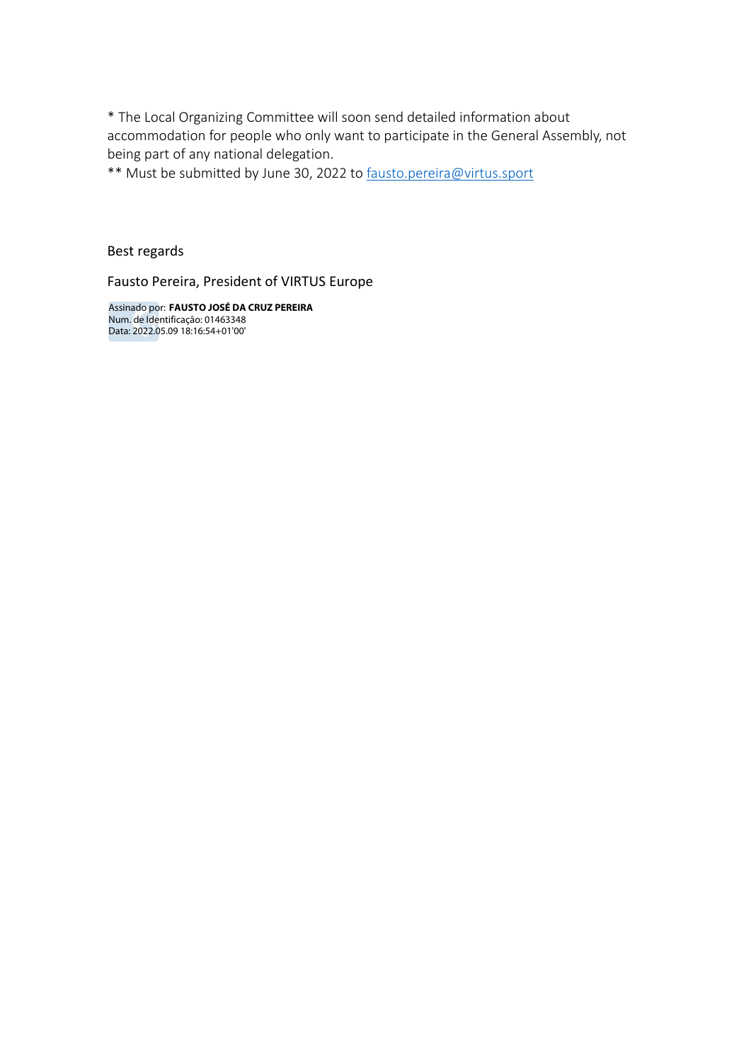* The Local Organizing Committee will soon send detailed information about accommodation for people who only want to participate in the General Assembly, not being part of any national delegation.
** Must be submitted by June 30, 2022 to fausto.pereira@virtus.sport

Best regards

Fausto Pereira, President of VIRTUS Europe

Assinado por: **FAUSTO JOSÉ DA CRUZ PEREIRA**
Num. de Identificação: 01463348
Data: 2022.05.09 18:16:54+01'00'